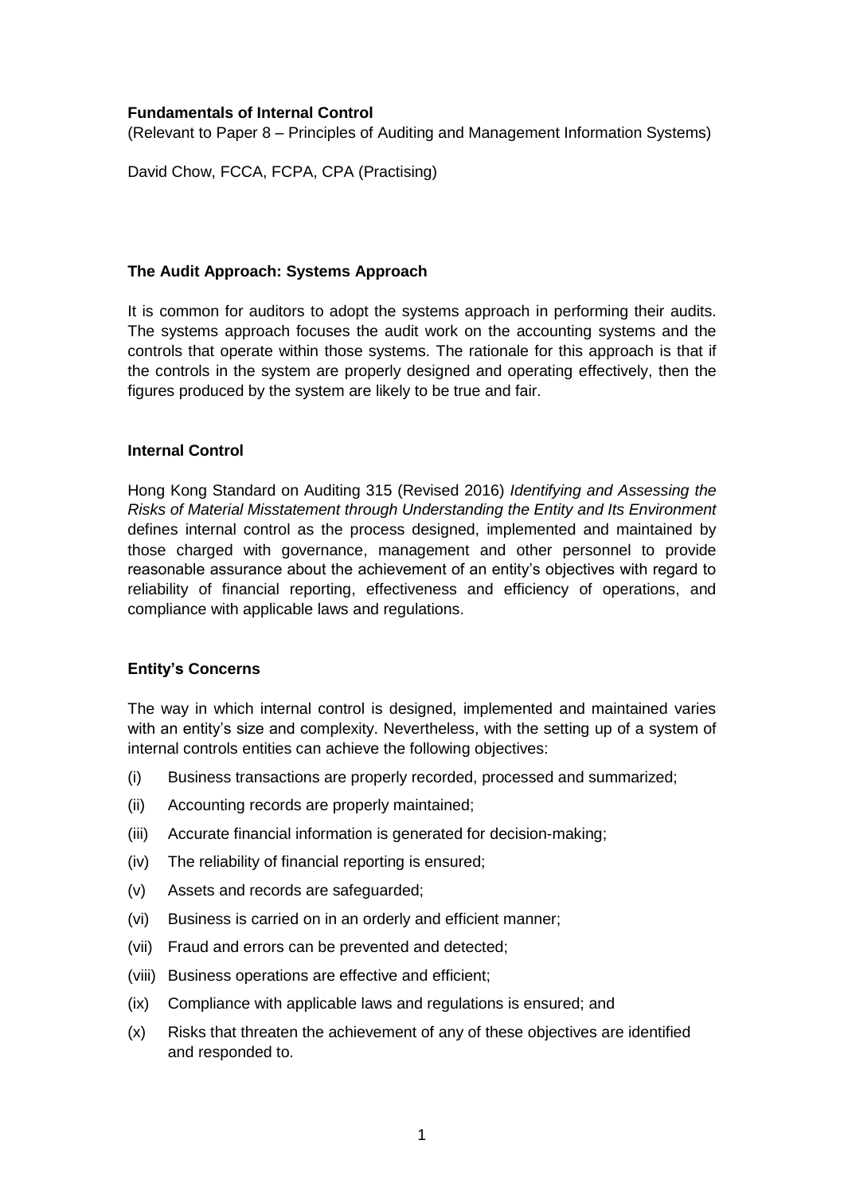**Fundamentals of Internal Control**

(Relevant to Paper 8 – Principles of Auditing and Management Information Systems)

David Chow, FCCA, FCPA, CPA (Practising)

## The Audit Approach: Systems Approach

It is common for auditors to adopt the systems approach in performing their audits. The systems approach focuses the audit work on the accounting systems and the controls that operate within those systems. The rationale for this approach is that if the controls in the system are properly designed and operating effectively, then the figures produced by the system are likely to be true and fair.

## Internal Control

Hong Kong Standard on Auditing 315 (Revised 2016) *Identifying and Assessing the Risks of Material Misstatement through Understanding the Entity and Its Environment* defines internal control as the process designed, implemented and maintained by those charged with governance, management and other personnel to provide reasonable assurance about the achievement of an entity's objectives with regard to reliability of financial reporting, effectiveness and efficiency of operations, and compliance with applicable laws and regulations.

## Entity's Concerns

The way in which internal control is designed, implemented and maintained varies with an entity's size and complexity. Nevertheless, with the setting up of a system of internal controls entities can achieve the following objectives:

(i) Business transactions are properly recorded, processed and summarized;

(ii) Accounting records are properly maintained;

(iii) Accurate financial information is generated for decision-making;

(iv) The reliability of financial reporting is ensured;

(v) Assets and records are safeguarded;

(vi) Business is carried on in an orderly and efficient manner;

(vii) Fraud and errors can be prevented and detected;

(viii) Business operations are effective and efficient;

(ix) Compliance with applicable laws and regulations is ensured; and

(x) Risks that threaten the achievement of any of these objectives are identified and responded to.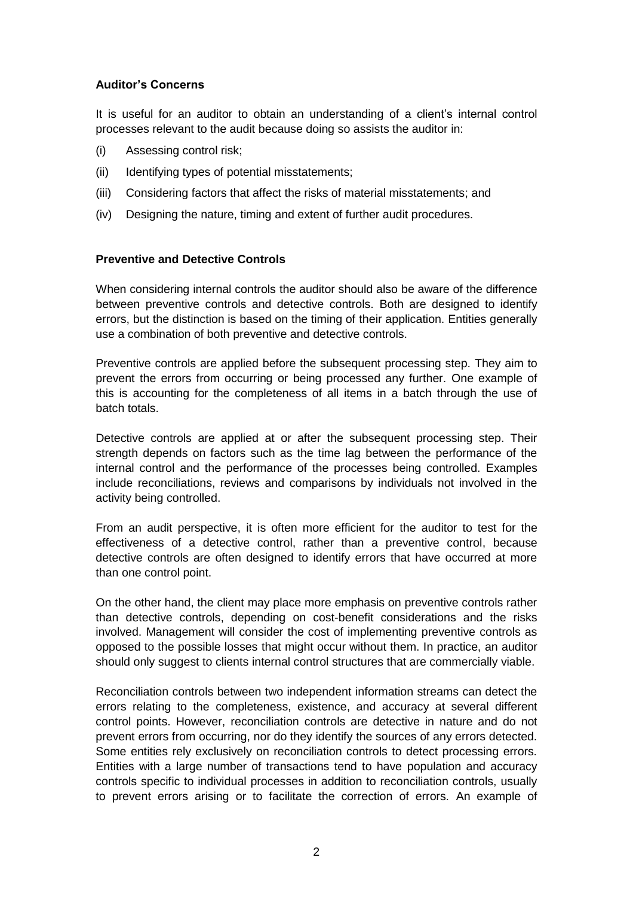**Auditor's Concerns**

It is useful for an auditor to obtain an understanding of a client's internal control processes relevant to the audit because doing so assists the auditor in:

(i) Assessing control risk;

(ii) Identifying types of potential misstatements;

(iii) Considering factors that affect the risks of material misstatements; and

(iv) Designing the nature, timing and extent of further audit procedures.

**Preventive and Detective Controls**

When considering internal controls the auditor should also be aware of the difference between preventive controls and detective controls. Both are designed to identify errors, but the distinction is based on the timing of their application. Entities generally use a combination of both preventive and detective controls.

Preventive controls are applied before the subsequent processing step. They aim to prevent the errors from occurring or being processed any further. One example of this is accounting for the completeness of all items in a batch through the use of batch totals.

Detective controls are applied at or after the subsequent processing step. Their strength depends on factors such as the time lag between the performance of the internal control and the performance of the processes being controlled. Examples include reconciliations, reviews and comparisons by individuals not involved in the activity being controlled.

From an audit perspective, it is often more efficient for the auditor to test for the effectiveness of a detective control, rather than a preventive control, because detective controls are often designed to identify errors that have occurred at more than one control point.

On the other hand, the client may place more emphasis on preventive controls rather than detective controls, depending on cost-benefit considerations and the risks involved. Management will consider the cost of implementing preventive controls as opposed to the possible losses that might occur without them. In practice, an auditor should only suggest to clients internal control structures that are commercially viable.

Reconciliation controls between two independent information streams can detect the errors relating to the completeness, existence, and accuracy at several different control points. However, reconciliation controls are detective in nature and do not prevent errors from occurring, nor do they identify the sources of any errors detected. Some entities rely exclusively on reconciliation controls to detect processing errors. Entities with a large number of transactions tend to have population and accuracy controls specific to individual processes in addition to reconciliation controls, usually to prevent errors arising or to facilitate the correction of errors. An example of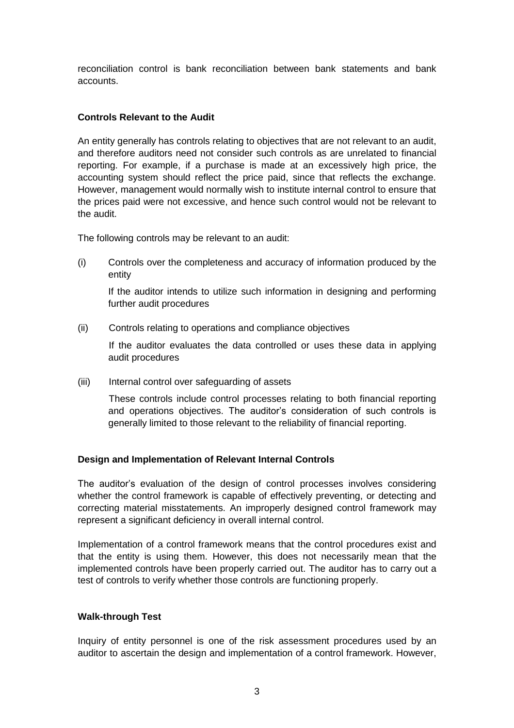reconciliation control is bank reconciliation between bank statements and bank accounts.

**Controls Relevant to the Audit**

An entity generally has controls relating to objectives that are not relevant to an audit, and therefore auditors need not consider such controls as are unrelated to financial reporting. For example, if a purchase is made at an excessively high price, the accounting system should reflect the price paid, since that reflects the exchange. However, management would normally wish to institute internal control to ensure that the prices paid were not excessive, and hence such control would not be relevant to the audit.

The following controls may be relevant to an audit:

(i) Controls over the completeness and accuracy of information produced by the entity

If the auditor intends to utilize such information in designing and performing further audit procedures

(ii) Controls relating to operations and compliance objectives

If the auditor evaluates the data controlled or uses these data in applying audit procedures

(iii) Internal control over safeguarding of assets

These controls include control processes relating to both financial reporting and operations objectives. The auditor's consideration of such controls is generally limited to those relevant to the reliability of financial reporting.

**Design and Implementation of Relevant Internal Controls**

The auditor's evaluation of the design of control processes involves considering whether the control framework is capable of effectively preventing, or detecting and correcting material misstatements. An improperly designed control framework may represent a significant deficiency in overall internal control.

Implementation of a control framework means that the control procedures exist and that the entity is using them. However, this does not necessarily mean that the implemented controls have been properly carried out. The auditor has to carry out a test of controls to verify whether those controls are functioning properly.

**Walk-through Test**

Inquiry of entity personnel is one of the risk assessment procedures used by an auditor to ascertain the design and implementation of a control framework. However,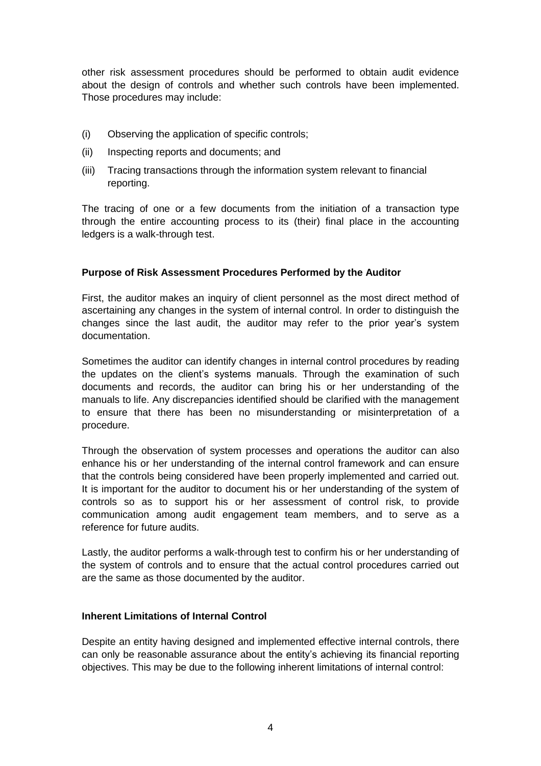other risk assessment procedures should be performed to obtain audit evidence about the design of controls and whether such controls have been implemented. Those procedures may include:

(i) Observing the application of specific controls;

(ii) Inspecting reports and documents; and

(iii) Tracing transactions through the information system relevant to financial reporting.

The tracing of one or a few documents from the initiation of a transaction type through the entire accounting process to its (their) final place in the accounting ledgers is a walk-through test.

**Purpose of Risk Assessment Procedures Performed by the Auditor**

First, the auditor makes an inquiry of client personnel as the most direct method of ascertaining any changes in the system of internal control. In order to distinguish the changes since the last audit, the auditor may refer to the prior year's system documentation.

Sometimes the auditor can identify changes in internal control procedures by reading the updates on the client's systems manuals. Through the examination of such documents and records, the auditor can bring his or her understanding of the manuals to life. Any discrepancies identified should be clarified with the management to ensure that there has been no misunderstanding or misinterpretation of a procedure.

Through the observation of system processes and operations the auditor can also enhance his or her understanding of the internal control framework and can ensure that the controls being considered have been properly implemented and carried out. It is important for the auditor to document his or her understanding of the system of controls so as to support his or her assessment of control risk, to provide communication among audit engagement team members, and to serve as a reference for future audits.

Lastly, the auditor performs a walk-through test to confirm his or her understanding of the system of controls and to ensure that the actual control procedures carried out are the same as those documented by the auditor.

**Inherent Limitations of Internal Control**

Despite an entity having designed and implemented effective internal controls, there can only be reasonable assurance about the entity's achieving its financial reporting objectives. This may be due to the following inherent limitations of internal control: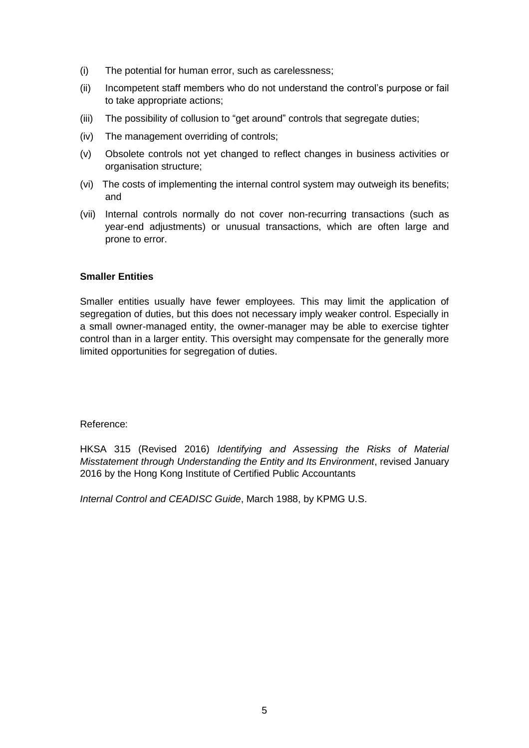(i) The potential for human error, such as carelessness;

(ii) Incompetent staff members who do not understand the control's purpose or fail to take appropriate actions;

(iii) The possibility of collusion to "get around" controls that segregate duties;

(iv) The management overriding of controls;

(v) Obsolete controls not yet changed to reflect changes in business activities or organisation structure;

(vi) The costs of implementing the internal control system may outweigh its benefits; and

(vii) Internal controls normally do not cover non-recurring transactions (such as year-end adjustments) or unusual transactions, which are often large and prone to error.

**Smaller Entities**

Smaller entities usually have fewer employees. This may limit the application of segregation of duties, but this does not necessary imply weaker control. Especially in a small owner-managed entity, the owner-manager may be able to exercise tighter control than in a larger entity. This oversight may compensate for the generally more limited opportunities for segregation of duties.

Reference:

HKSA 315 (Revised 2016) *Identifying and Assessing the Risks of Material Misstatement through Understanding the Entity and Its Environment*, revised January 2016 by the Hong Kong Institute of Certified Public Accountants

*Internal Control and CEADISC Guide*, March 1988, by KPMG U.S.